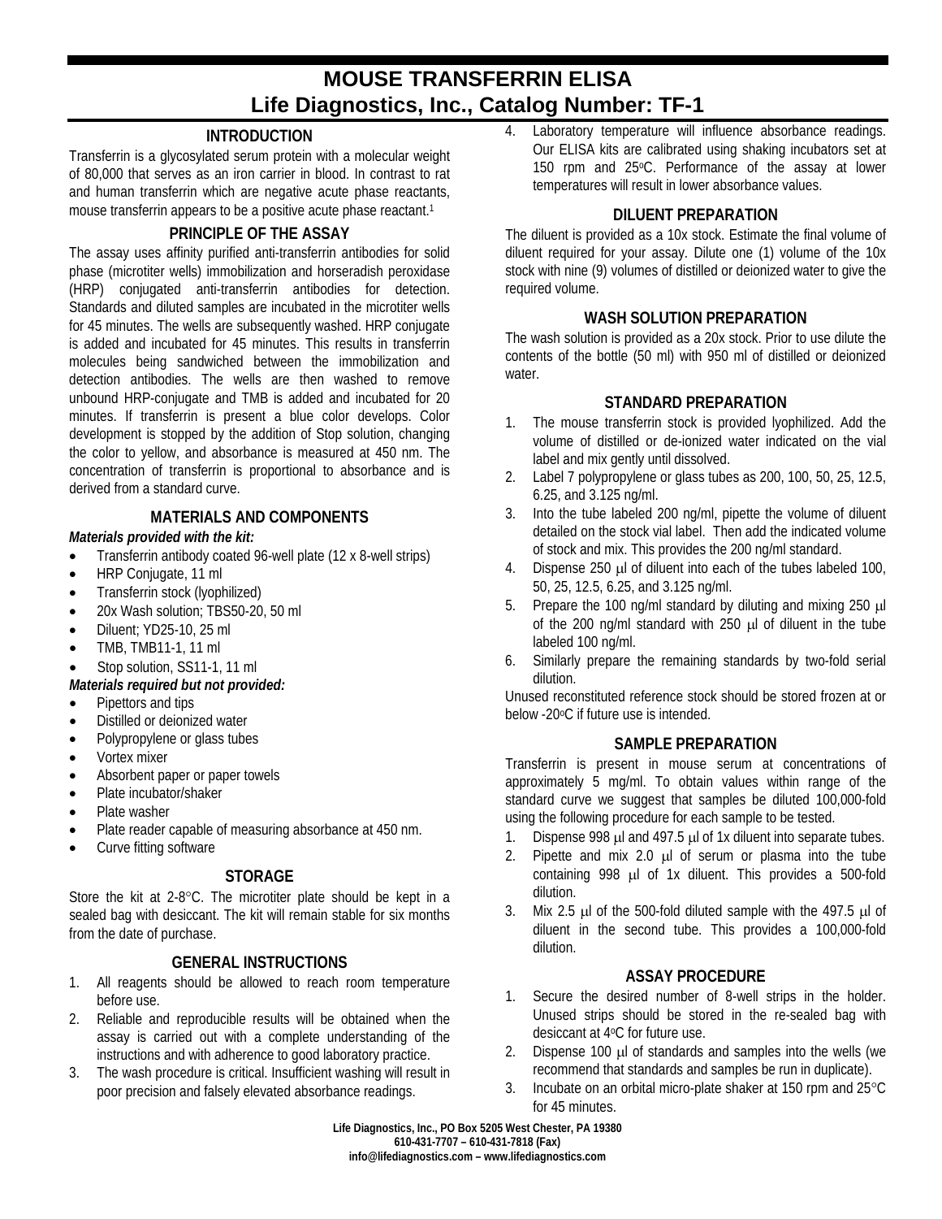# MOUSE TRANSFERRIN ELISA
# Life Diagnostics, Inc., Catalog Number: TF-1

## INTRODUCTION

Transferrin is a glycosylated serum protein with a molecular weight of 80,000 that serves as an iron carrier in blood. In contrast to rat and human transferrin which are negative acute phase reactants, mouse transferrin appears to be a positive acute phase reactant.[1]

## PRINCIPLE OF THE ASSAY

The assay uses affinity purified anti-transferrin antibodies for solid phase (microtiter wells) immobilization and horseradish peroxidase (HRP) conjugated anti-transferrin antibodies for detection. Standards and diluted samples are incubated in the microtiter wells for 45 minutes. The wells are subsequently washed. HRP conjugate is added and incubated for 45 minutes. This results in transferrin molecules being sandwiched between the immobilization and detection antibodies. The wells are then washed to remove unbound HRP-conjugate and TMB is added and incubated for 20 minutes. If transferrin is present a blue color develops. Color development is stopped by the addition of Stop solution, changing the color to yellow, and absorbance is measured at 450 nm. The concentration of transferrin is proportional to absorbance and is derived from a standard curve.

## MATERIALS AND COMPONENTS

***Materials provided with the kit:***

- Transferrin antibody coated 96-well plate (12 x 8-well strips)
- HRP Conjugate, 11 ml
- Transferrin stock (lyophilized)
- 20x Wash solution; TBS50-20, 50 ml
- Diluent; YD25-10, 25 ml
- TMB, TMB11-1, 11 ml
- Stop solution, SS11-1, 11 ml

***Materials required but not provided:***

- Pipettors and tips
- Distilled or deionized water
- Polypropylene or glass tubes
- Vortex mixer
- Absorbent paper or paper towels
- Plate incubator/shaker
- Plate washer
- Plate reader capable of measuring absorbance at 450 nm.
- Curve fitting software

## STORAGE

Store the kit at 2-8°C. The microtiter plate should be kept in a sealed bag with desiccant. The kit will remain stable for six months from the date of purchase.

## GENERAL INSTRUCTIONS

1. All reagents should be allowed to reach room temperature before use.
2. Reliable and reproducible results will be obtained when the assay is carried out with a complete understanding of the instructions and with adherence to good laboratory practice.
3. The wash procedure is critical. Insufficient washing will result in poor precision and falsely elevated absorbance readings.
4. Laboratory temperature will influence absorbance readings. Our ELISA kits are calibrated using shaking incubators set at 150 rpm and 25°C. Performance of the assay at lower temperatures will result in lower absorbance values.

## DILUENT PREPARATION

The diluent is provided as a 10x stock. Estimate the final volume of diluent required for your assay. Dilute one (1) volume of the 10x stock with nine (9) volumes of distilled or deionized water to give the required volume.

## WASH SOLUTION PREPARATION

The wash solution is provided as a 20x stock. Prior to use dilute the contents of the bottle (50 ml) with 950 ml of distilled or deionized water.

## STANDARD PREPARATION

1. The mouse transferrin stock is provided lyophilized. Add the volume of distilled or de-ionized water indicated on the vial label and mix gently until dissolved.
2. Label 7 polypropylene or glass tubes as 200, 100, 50, 25, 12.5, 6.25, and 3.125 ng/ml.
3. Into the tube labeled 200 ng/ml, pipette the volume of diluent detailed on the stock vial label. Then add the indicated volume of stock and mix. This provides the 200 ng/ml standard.
4. Dispense 250 μl of diluent into each of the tubes labeled 100, 50, 25, 12.5, 6.25, and 3.125 ng/ml.
5. Prepare the 100 ng/ml standard by diluting and mixing 250 μl of the 200 ng/ml standard with 250 μl of diluent in the tube labeled 100 ng/ml.
6. Similarly prepare the remaining standards by two-fold serial dilution.

Unused reconstituted reference stock should be stored frozen at or below -20°C if future use is intended.

## SAMPLE PREPARATION

Transferrin is present in mouse serum at concentrations of approximately 5 mg/ml. To obtain values within range of the standard curve we suggest that samples be diluted 100,000-fold using the following procedure for each sample to be tested.

1. Dispense 998 μl and 497.5 μl of 1x diluent into separate tubes.
2. Pipette and mix 2.0 μl of serum or plasma into the tube containing 998 μl of 1x diluent. This provides a 500-fold dilution.
3. Mix 2.5 μl of the 500-fold diluted sample with the 497.5 μl of diluent in the second tube. This provides a 100,000-fold dilution.

## ASSAY PROCEDURE

1. Secure the desired number of 8-well strips in the holder. Unused strips should be stored in the re-sealed bag with desiccant at 4°C for future use.
2. Dispense 100 μl of standards and samples into the wells (we recommend that standards and samples be run in duplicate).
3. Incubate on an orbital micro-plate shaker at 150 rpm and 25°C for 45 minutes.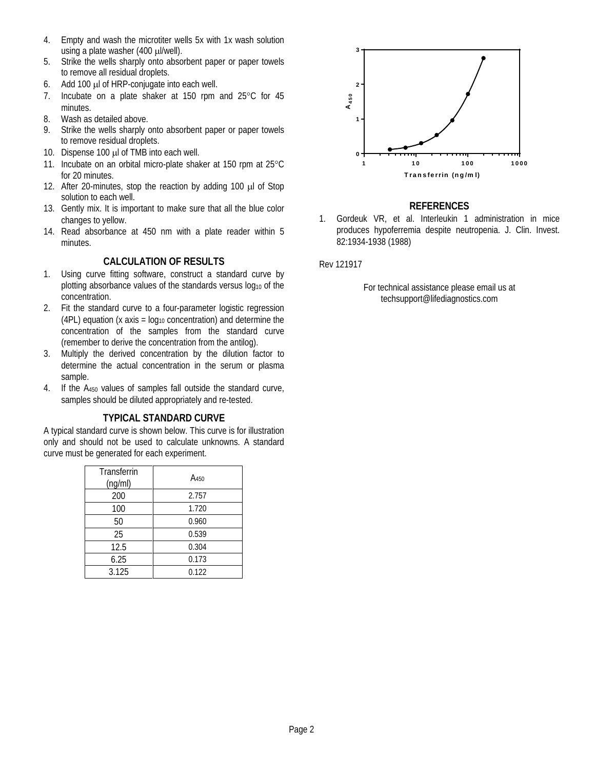4. Empty and wash the microtiter wells 5x with 1x wash solution using a plate washer (400 μl/well).
5. Strike the wells sharply onto absorbent paper or paper towels to remove all residual droplets.
6. Add 100 μl of HRP-conjugate into each well.
7. Incubate on a plate shaker at 150 rpm and 25°C for 45 minutes.
8. Wash as detailed above.
9. Strike the wells sharply onto absorbent paper or paper towels to remove residual droplets.
10. Dispense 100 μl of TMB into each well.
11. Incubate on an orbital micro-plate shaker at 150 rpm at 25°C for 20 minutes.
12. After 20-minutes, stop the reaction by adding 100 μl of Stop solution to each well.
13. Gently mix. It is important to make sure that all the blue color changes to yellow.
14. Read absorbance at 450 nm with a plate reader within 5 minutes.

## CALCULATION OF RESULTS

1. Using curve fitting software, construct a standard curve by plotting absorbance values of the standards versus $\log_{10}$ of the concentration.
2. Fit the standard curve to a four-parameter logistic regression (4PL) equation (x axis = $\log_{10}$ concentration) and determine the concentration of the samples from the standard curve (remember to derive the concentration from the antilog).
3. Multiply the derived concentration by the dilution factor to determine the actual concentration in the serum or plasma sample.
4. If the $A_{450}$ values of samples fall outside the standard curve, samples should be diluted appropriately and re-tested.

## TYPICAL STANDARD CURVE

A typical standard curve is shown below. This curve is for illustration only and should not be used to calculate unknowns. A standard curve must be generated for each experiment.

| Transferrin (ng/ml) | $A_{450}$ |
|---|---|
| 200 | 2.757 |
| 100 | 1.720 |
| 50 | 0.960 |
| 25 | 0.539 |
| 12.5 | 0.304 |
| 6.25 | 0.173 |
| 3.125 | 0.122 |

3
2
1
0
$A_{450}$
1
10
100
1000
Transferrin (ng/ml)

## REFERENCES

1. Gordeuk VR, et al. Interleukin 1 administration in mice produces hypoferremia despite neutropenia. J. Clin. Invest. 82:1934-1938 (1988)

Rev 121917

For technical assistance please email us at techsupport@lifediagnostics.com